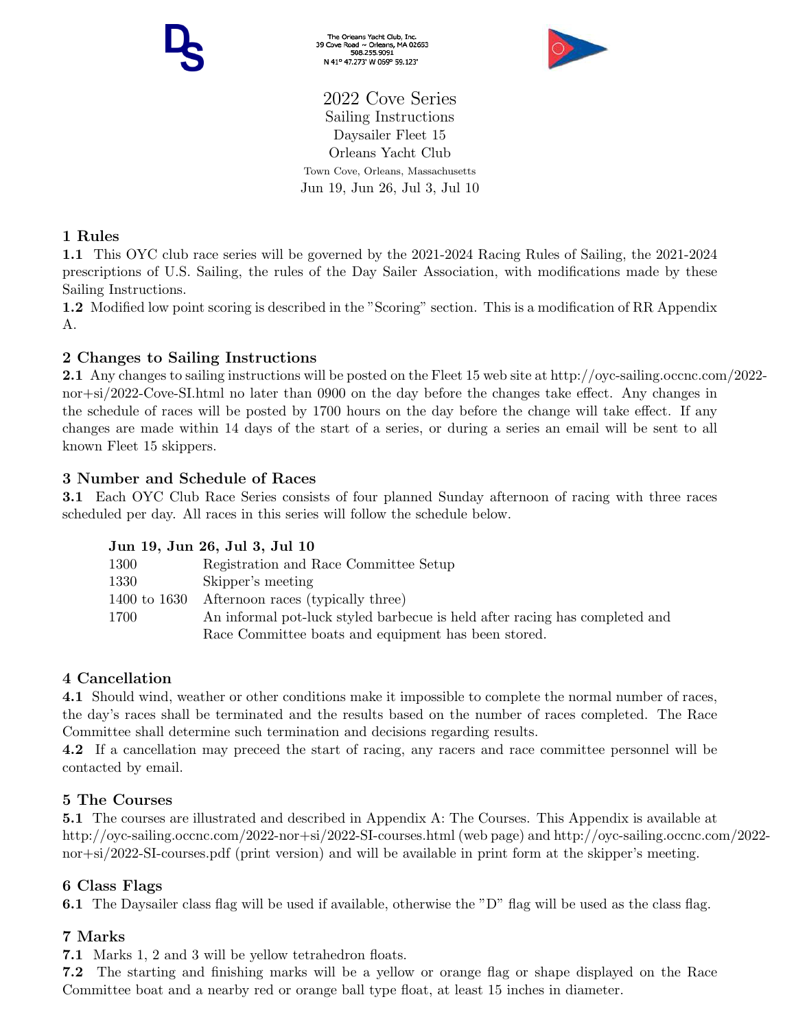The Orleans Yacht Club, Inc.
39 Cove Road ~ Orleans, MA 02653
508.255.9091
N 41° 47.273' W 069° 59.123'

# 2022 Cove Series

Sailing Instructions
Daysailer Fleet 15
Orleans Yacht Club
Town Cove, Orleans, Massachusetts
Jun 19, Jun 26, Jul 3, Jul 10

## 1 Rules

**1.1** This OYC club race series will be governed by the 2021-2024 Racing Rules of Sailing, the 2021-2024 prescriptions of U.S. Sailing, the rules of the Day Sailer Association, with modifications made by these Sailing Instructions.

**1.2** Modified low point scoring is described in the "Scoring" section. This is a modification of RR Appendix A.

## 2 Changes to Sailing Instructions

**2.1** Any changes to sailing instructions will be posted on the Fleet 15 web site at http://oyc-sailing.occnc.com/2022-nor+si/2022-Cove-SI.html no later than 0900 on the day before the changes take effect. Any changes in the schedule of races will be posted by 1700 hours on the day before the change will take effect. If any changes are made within 14 days of the start of a series, or during a series an email will be sent to all known Fleet 15 skippers.

## 3 Number and Schedule of Races

**3.1** Each OYC Club Race Series consists of four planned Sunday afternoon of racing with three races scheduled per day. All races in this series will follow the schedule below.

**Jun 19, Jun 26, Jul 3, Jul 10**

| | |
|---|---|
| 1300 | Registration and Race Committee Setup |
| 1330 | Skipper's meeting |
| 1400 to 1630 | Afternoon races (typically three) |
| 1700 | An informal pot-luck styled barbecue is held after racing has completed and Race Committee boats and equipment has been stored. |

## 4 Cancellation

**4.1** Should wind, weather or other conditions make it impossible to complete the normal number of races, the day's races shall be terminated and the results based on the number of races completed. The Race Committee shall determine such termination and decisions regarding results.

**4.2** If a cancellation may preceed the start of racing, any racers and race committee personnel will be contacted by email.

## 5 The Courses

**5.1** The courses are illustrated and described in Appendix A: The Courses. This Appendix is available at http://oyc-sailing.occnc.com/2022-nor+si/2022-SI-courses.html (web page) and http://oyc-sailing.occnc.com/2022-nor+si/2022-SI-courses.pdf (print version) and will be available in print form at the skipper's meeting.

## 6 Class Flags

**6.1** The Daysailer class flag will be used if available, otherwise the "D" flag will be used as the class flag.

## 7 Marks

**7.1** Marks 1, 2 and 3 will be yellow tetrahedron floats.

**7.2** The starting and finishing marks will be a yellow or orange flag or shape displayed on the Race Committee boat and a nearby red or orange ball type float, at least 15 inches in diameter.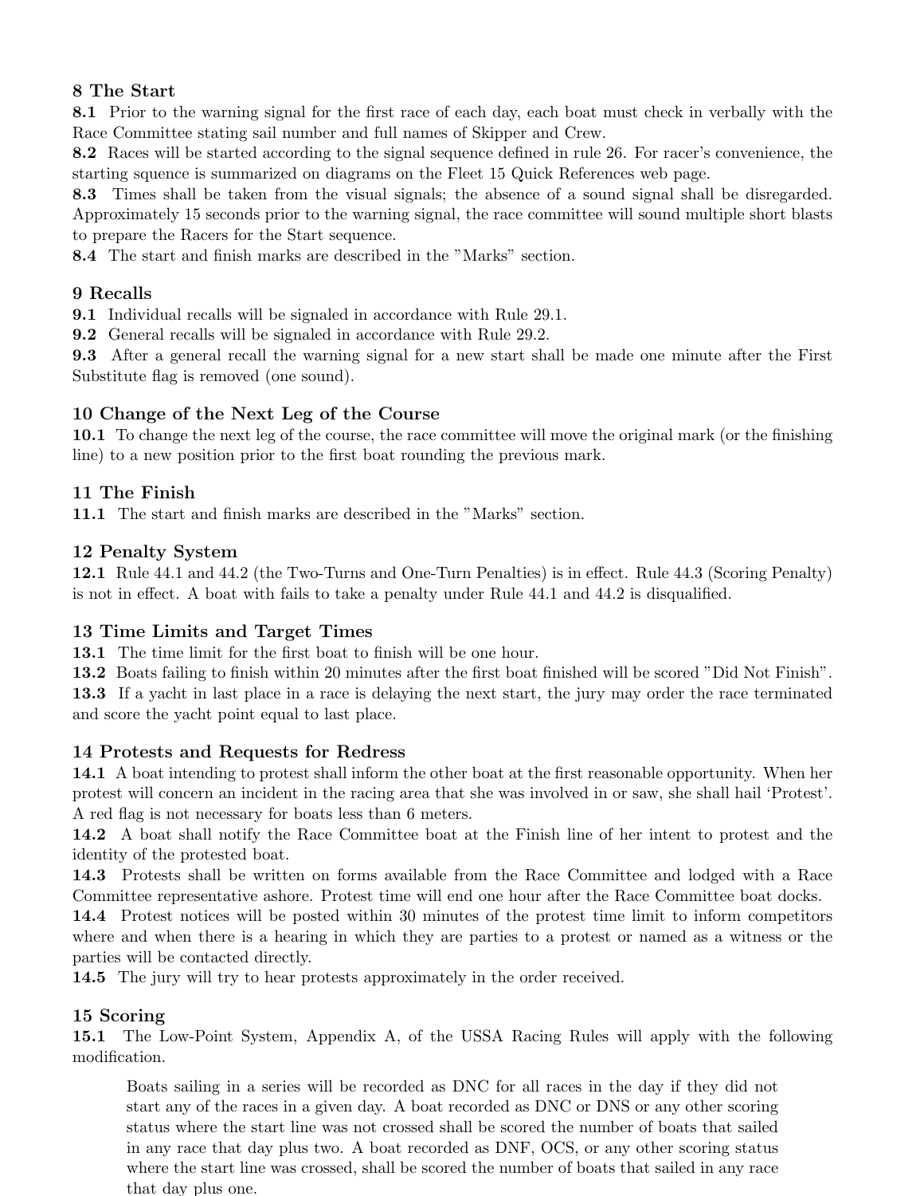## 8 The Start

**8.1** Prior to the warning signal for the first race of each day, each boat must check in verbally with the Race Committee stating sail number and full names of Skipper and Crew.

**8.2** Races will be started according to the signal sequence defined in rule 26. For racer's convenience, the starting squence is summarized on diagrams on the Fleet 15 Quick References web page.

**8.3** Times shall be taken from the visual signals; the absence of a sound signal shall be disregarded. Approximately 15 seconds prior to the warning signal, the race committee will sound multiple short blasts to prepare the Racers for the Start sequence.

**8.4** The start and finish marks are described in the "Marks" section.

## 9 Recalls

**9.1** Individual recalls will be signaled in accordance with Rule 29.1.

**9.2** General recalls will be signaled in accordance with Rule 29.2.

**9.3** After a general recall the warning signal for a new start shall be made one minute after the First Substitute flag is removed (one sound).

## 10 Change of the Next Leg of the Course

**10.1** To change the next leg of the course, the race committee will move the original mark (or the finishing line) to a new position prior to the first boat rounding the previous mark.

## 11 The Finish

**11.1** The start and finish marks are described in the "Marks" section.

## 12 Penalty System

**12.1** Rule 44.1 and 44.2 (the Two-Turns and One-Turn Penalties) is in effect. Rule 44.3 (Scoring Penalty) is not in effect. A boat with fails to take a penalty under Rule 44.1 and 44.2 is disqualified.

## 13 Time Limits and Target Times

**13.1** The time limit for the first boat to finish will be one hour.

**13.2** Boats failing to finish within 20 minutes after the first boat finished will be scored "Did Not Finish".

**13.3** If a yacht in last place in a race is delaying the next start, the jury may order the race terminated and score the yacht point equal to last place.

## 14 Protests and Requests for Redress

**14.1** A boat intending to protest shall inform the other boat at the first reasonable opportunity. When her protest will concern an incident in the racing area that she was involved in or saw, she shall hail 'Protest'. A red flag is not necessary for boats less than 6 meters.

**14.2** A boat shall notify the Race Committee boat at the Finish line of her intent to protest and the identity of the protested boat.

**14.3** Protests shall be written on forms available from the Race Committee and lodged with a Race Committee representative ashore. Protest time will end one hour after the Race Committee boat docks.

**14.4** Protest notices will be posted within 30 minutes of the protest time limit to inform competitors where and when there is a hearing in which they are parties to a protest or named as a witness or the parties will be contacted directly.

**14.5** The jury will try to hear protests approximately in the order received.

## 15 Scoring

**15.1** The Low-Point System, Appendix A, of the USSA Racing Rules will apply with the following modification.

> Boats sailing in a series will be recorded as DNC for all races in the day if they did not start any of the races in a given day. A boat recorded as DNC or DNS or any other scoring status where the start line was not crossed shall be scored the number of boats that sailed in any race that day plus two. A boat recorded as DNF, OCS, or any other scoring status where the start line was crossed, shall be scored the number of boats that sailed in any race that day plus one.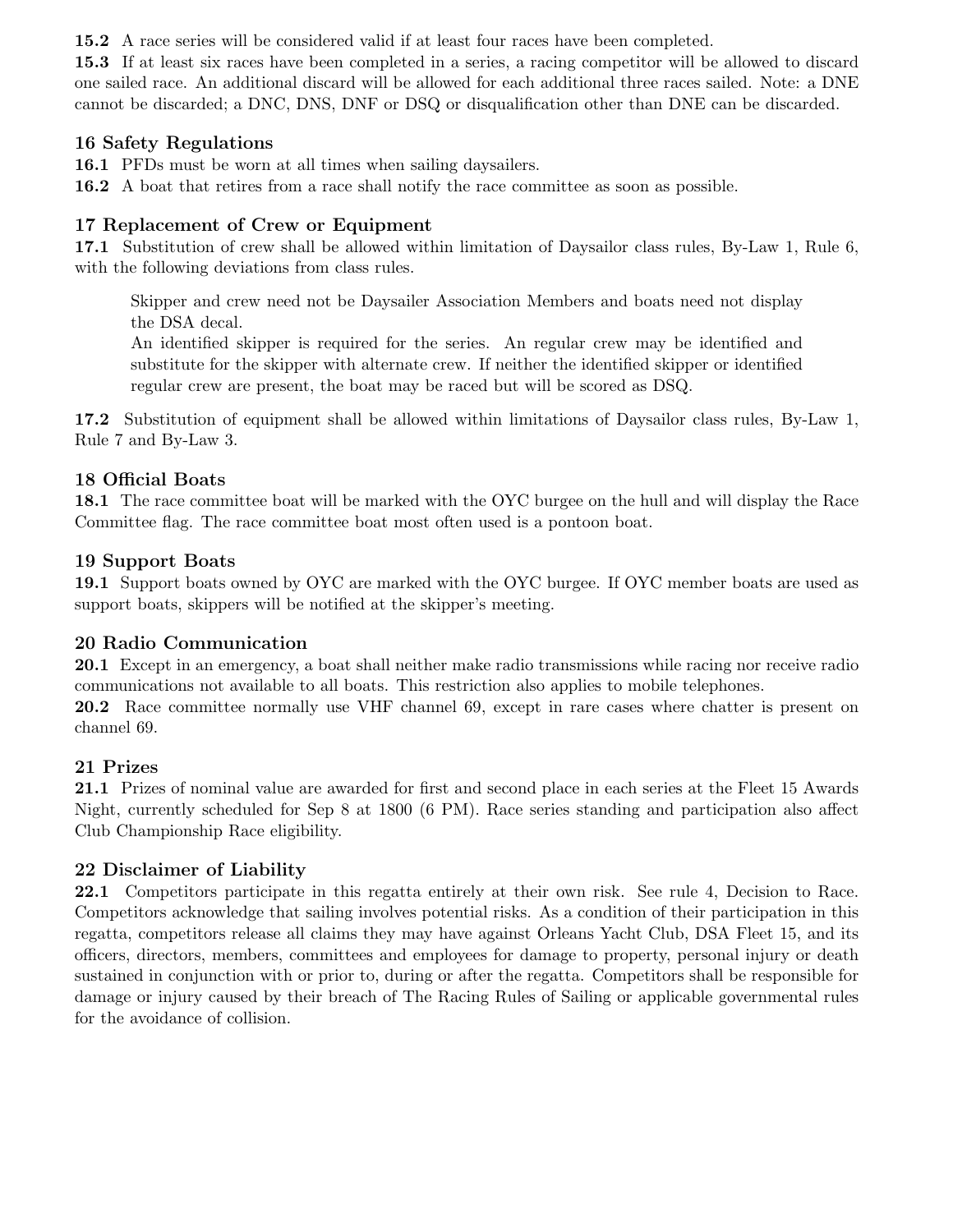**15.2** A race series will be considered valid if at least four races have been completed.

**15.3** If at least six races have been completed in a series, a racing competitor will be allowed to discard one sailed race. An additional discard will be allowed for each additional three races sailed. Note: a DNE cannot be discarded; a DNC, DNS, DNF or DSQ or disqualification other than DNE can be discarded.

## 16 Safety Regulations

**16.1** PFDs must be worn at all times when sailing daysailers.

**16.2** A boat that retires from a race shall notify the race committee as soon as possible.

## 17 Replacement of Crew or Equipment

**17.1** Substitution of crew shall be allowed within limitation of Daysailor class rules, By-Law 1, Rule 6, with the following deviations from class rules.

> Skipper and crew need not be Daysailer Association Members and boats need not display the DSA decal.
> An identified skipper is required for the series. An regular crew may be identified and substitute for the skipper with alternate crew. If neither the identified skipper or identified regular crew are present, the boat may be raced but will be scored as DSQ.

**17.2** Substitution of equipment shall be allowed within limitations of Daysailor class rules, By-Law 1, Rule 7 and By-Law 3.

## 18 Official Boats

**18.1** The race committee boat will be marked with the OYC burgee on the hull and will display the Race Committee flag. The race committee boat most often used is a pontoon boat.

## 19 Support Boats

**19.1** Support boats owned by OYC are marked with the OYC burgee. If OYC member boats are used as support boats, skippers will be notified at the skipper's meeting.

## 20 Radio Communication

**20.1** Except in an emergency, a boat shall neither make radio transmissions while racing nor receive radio communications not available to all boats. This restriction also applies to mobile telephones.

**20.2** Race committee normally use VHF channel 69, except in rare cases where chatter is present on channel 69.

## 21 Prizes

**21.1** Prizes of nominal value are awarded for first and second place in each series at the Fleet 15 Awards Night, currently scheduled for Sep 8 at 1800 (6 PM). Race series standing and participation also affect Club Championship Race eligibility.

## 22 Disclaimer of Liability

**22.1** Competitors participate in this regatta entirely at their own risk. See rule 4, Decision to Race. Competitors acknowledge that sailing involves potential risks. As a condition of their participation in this regatta, competitors release all claims they may have against Orleans Yacht Club, DSA Fleet 15, and its officers, directors, members, committees and employees for damage to property, personal injury or death sustained in conjunction with or prior to, during or after the regatta. Competitors shall be responsible for damage or injury caused by their breach of The Racing Rules of Sailing or applicable governmental rules for the avoidance of collision.